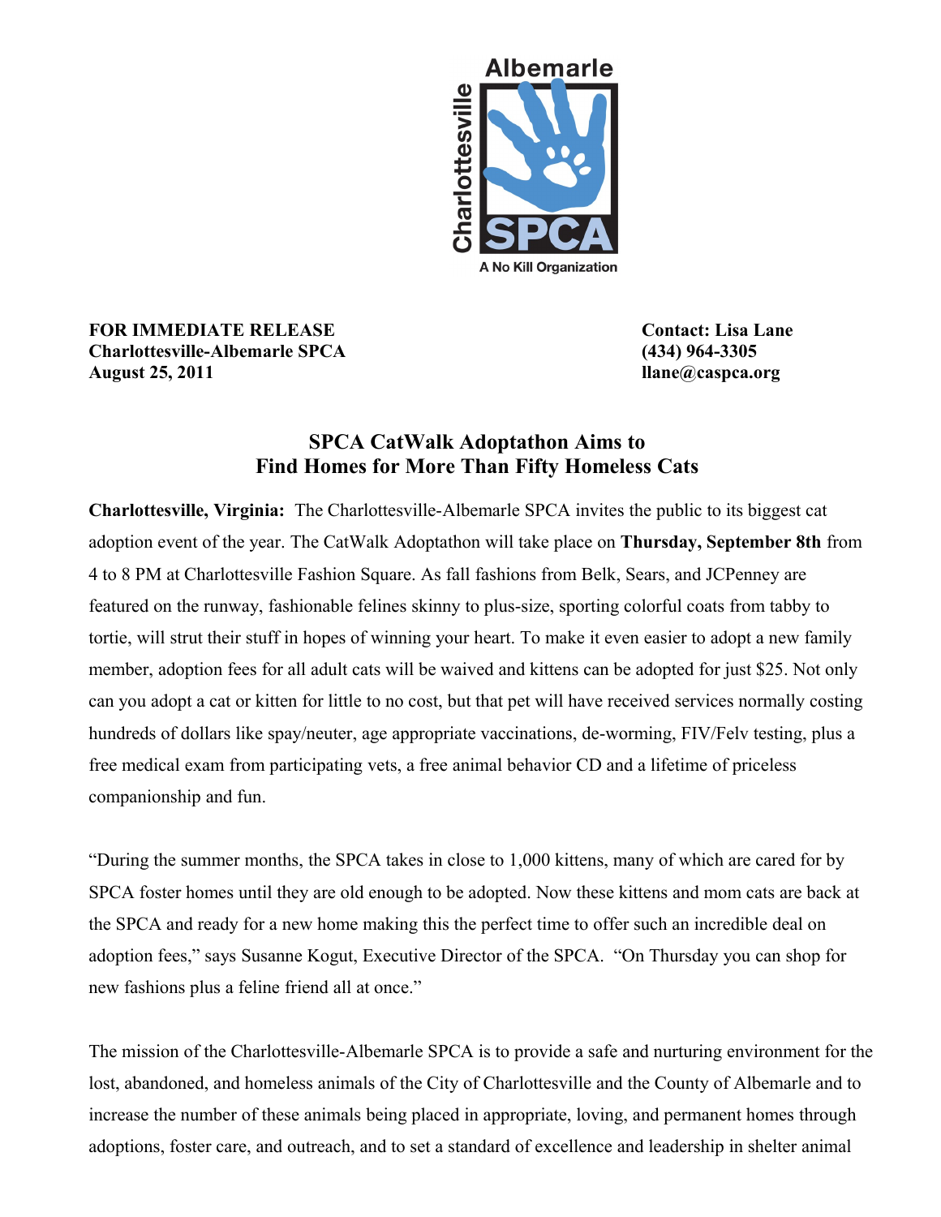**FOR IMMEDIATE RELEASE**
**Charlottesville-Albemarle SPCA**
**August 25, 2011**

**Contact: Lisa Lane**
**(434) 964-3305**
**llane@caspca.org**

## SPCA CatWalk Adoptathon Aims to Find Homes for More Than Fifty Homeless Cats

**Charlottesville, Virginia:** The Charlottesville-Albemarle SPCA invites the public to its biggest cat adoption event of the year. The CatWalk Adoptathon will take place on **Thursday, September 8th** from 4 to 8 PM at Charlottesville Fashion Square. As fall fashions from Belk, Sears, and JCPenney are featured on the runway, fashionable felines skinny to plus-size, sporting colorful coats from tabby to tortie, will strut their stuff in hopes of winning your heart. To make it even easier to adopt a new family member, adoption fees for all adult cats will be waived and kittens can be adopted for just $25. Not only can you adopt a cat or kitten for little to no cost, but that pet will have received services normally costing hundreds of dollars like spay/neuter, age appropriate vaccinations, de-worming, FIV/Felv testing, plus a free medical exam from participating vets, a free animal behavior CD and a lifetime of priceless companionship and fun.

"During the summer months, the SPCA takes in close to 1,000 kittens, many of which are cared for by SPCA foster homes until they are old enough to be adopted. Now these kittens and mom cats are back at the SPCA and ready for a new home making this the perfect time to offer such an incredible deal on adoption fees," says Susanne Kogut, Executive Director of the SPCA. "On Thursday you can shop for new fashions plus a feline friend all at once."

The mission of the Charlottesville-Albemarle SPCA is to provide a safe and nurturing environment for the lost, abandoned, and homeless animals of the City of Charlottesville and the County of Albemarle and to increase the number of these animals being placed in appropriate, loving, and permanent homes through adoptions, foster care, and outreach, and to set a standard of excellence and leadership in shelter animal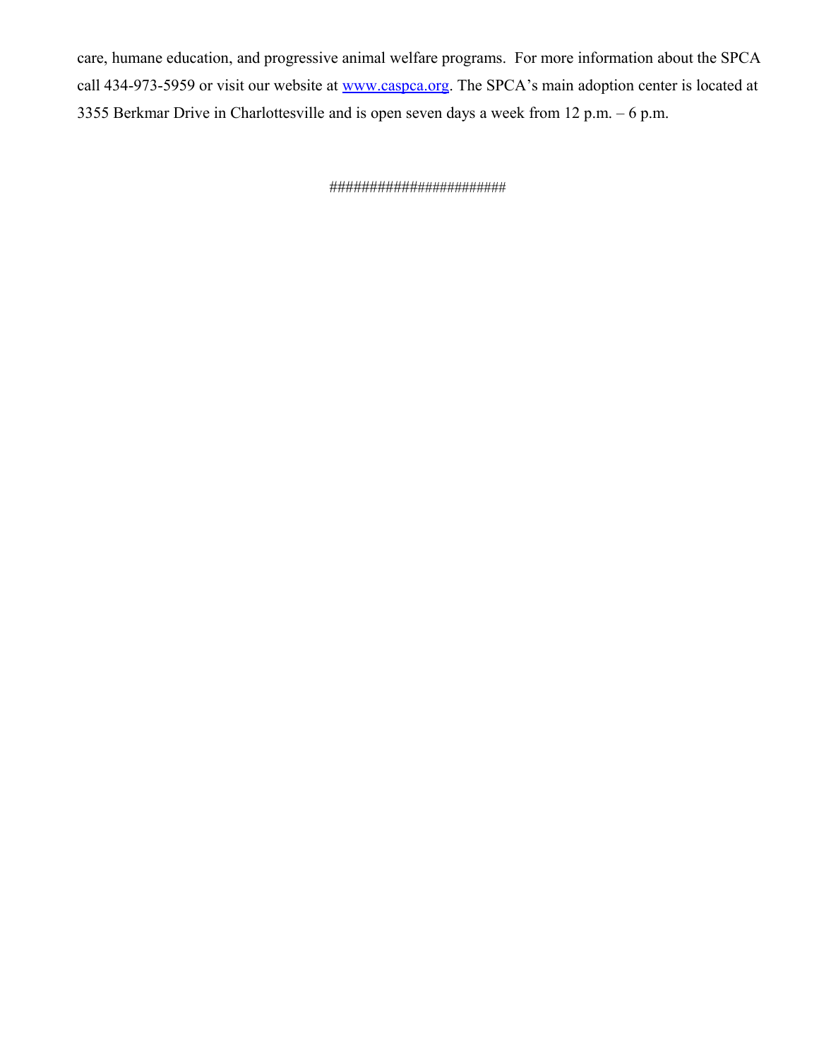care, humane education, and progressive animal welfare programs. For more information about the SPCA call 434-973-5959 or visit our website at [www.caspca.org](http://www.caspca.org). The SPCA's main adoption center is located at 3355 Berkmar Drive in Charlottesville and is open seven days a week from 12 p.m. – 6 p.m.

######################